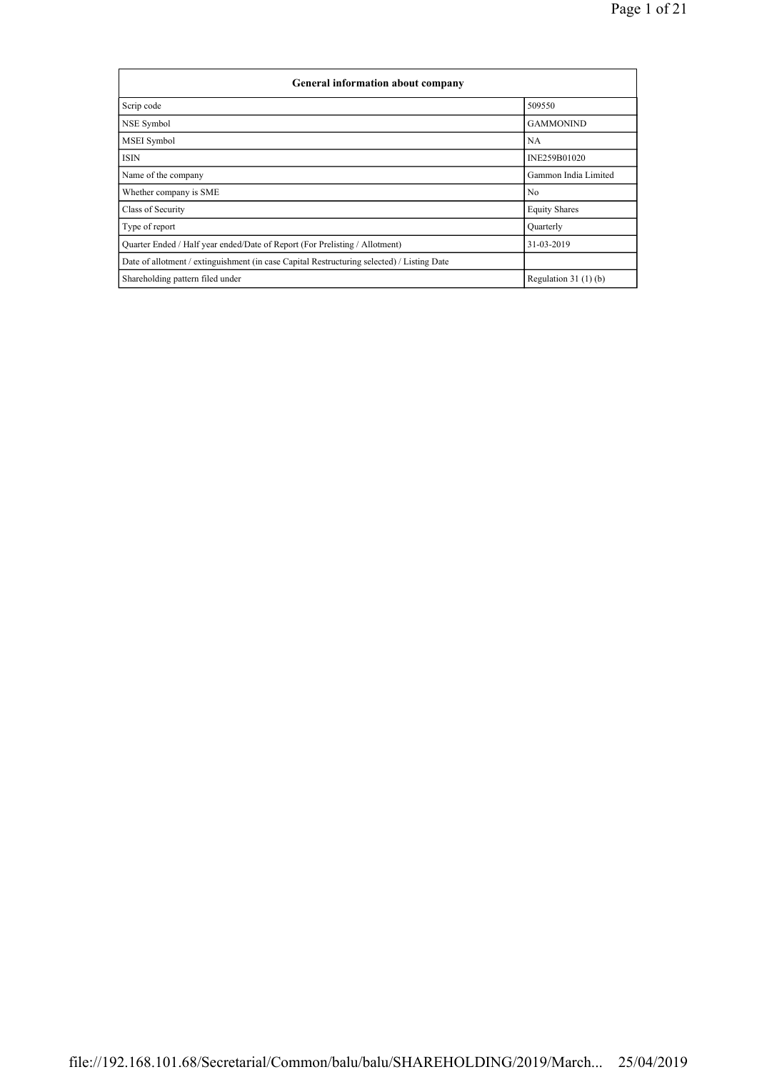| General information about company | |
| --- | --- |
| Scrip code | 509550 |
| NSE Symbol | GAMMONIND |
| MSEI Symbol | NA |
| ISIN | INE259B01020 |
| Name of the company | Gammon India Limited |
| Whether company is SME | No |
| Class of Security | Equity Shares |
| Type of report | Quarterly |
| Quarter Ended / Half year ended/Date of Report (For Prelisting / Allotment) | 31-03-2019 |
| Date of allotment / extinguishment (in case Capital Restructuring selected) / Listing Date | |
| Shareholding pattern filed under | Regulation 31 (1) (b) |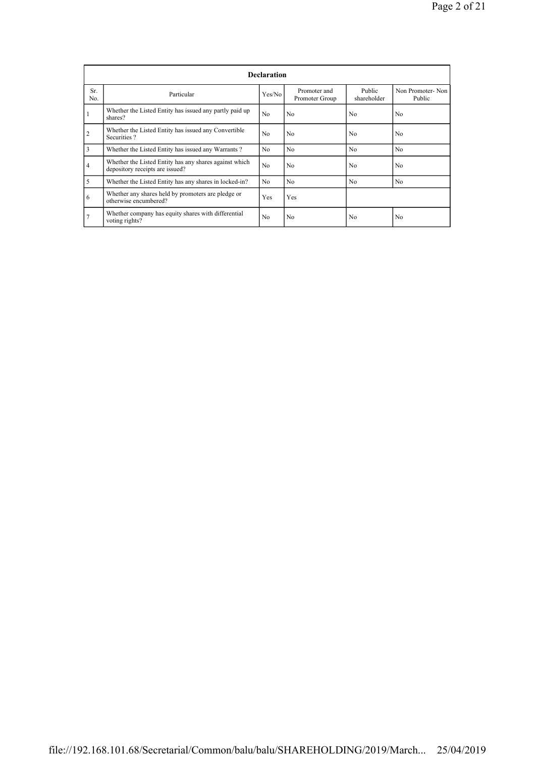| Declaration | | | | | |
|---|---|---|---|---|---|
| Sr. No. | Particular | Yes/No | Promoter and Promoter Group | Public shareholder | Non Promoter- Non Public |
| 1 | Whether the Listed Entity has issued any partly paid up shares? | No | No | No | No |
| 2 | Whether the Listed Entity has issued any Convertible Securities ? | No | No | No | No |
| 3 | Whether the Listed Entity has issued any Warrants ? | No | No | No | No |
| 4 | Whether the Listed Entity has any shares against which depository receipts are issued? | No | No | No | No |
| 5 | Whether the Listed Entity has any shares in locked-in? | No | No | No | No |
| 6 | Whether any shares held by promoters are pledge or otherwise encumbered? | Yes | Yes | | |
| 7 | Whether company has equity shares with differential voting rights? | No | No | No | No |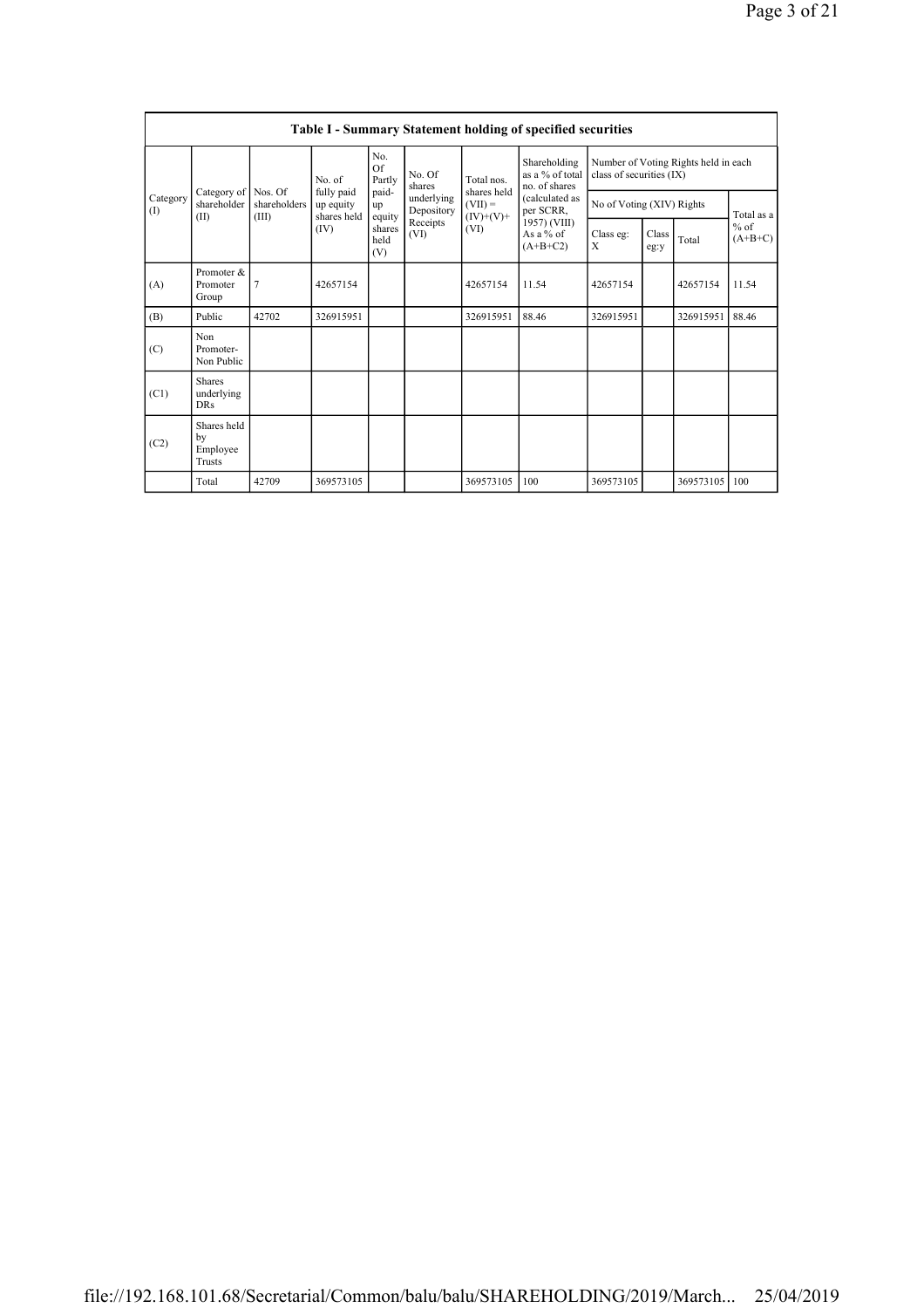## Table I - Summary Statement holding of specified securities

| Category (I) | Category of shareholder (II) | Nos. Of shareholders (III) | No. of fully paid up equity shares held (IV) | No. Of Partly paid-up equity shares held (V) | No. Of shares underlying Depository Receipts (VI) | Total nos. shares held (VII) = (IV)+(V)+ (VI) | Shareholding as a % of total no. of shares (calculated as per SCRR, 1957) (VIII) As a % of (A+B+C2) | Number of Voting Rights held in each class of securities (IX) | | | |
|---|---|---|---|---|---|---|---|---|---|---|---|
| | | | | | | | | No of Voting (XIV) Rights | | | Total as a % of (A+B+C) |
| | | | | | | | | Class eg: X | Class eg:y | Total | |
| (A) | Promoter & Promoter Group | 7 | 42657154 | | | 42657154 | 11.54 | 42657154 | | 42657154 | 11.54 |
| (B) | Public | 42702 | 326915951 | | | 326915951 | 88.46 | 326915951 | | 326915951 | 88.46 |
| (C) | Non Promoter- Non Public | | | | | | | | | | |
| (C1) | Shares underlying DRs | | | | | | | | | | |
| (C2) | Shares held by Employee Trusts | | | | | | | | | | |
| | Total | 42709 | 369573105 | | | 369573105 | 100 | 369573105 | | 369573105 | 100 |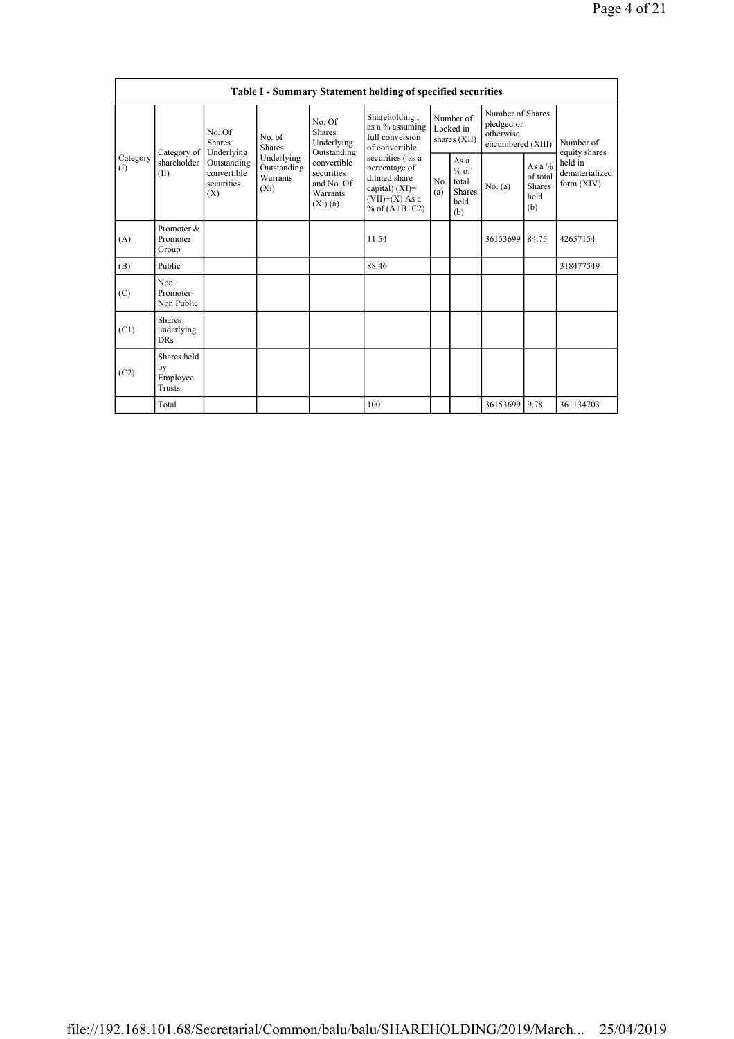**Table I - Summary Statement holding of specified securities**

| Category (I) | Category of shareholder (II) | No. Of Shares Underlying Outstanding convertible securities (X) | No. of Shares Underlying Outstanding Warrants (Xi) | No. Of Shares Underlying Outstanding convertible securities and No. Of Warrants (Xi) (a) | Shareholding , as a % assuming full conversion of convertible securities ( as a percentage of diluted share capital) (XI)= (VII)+(X) As a % of (A+B+C2) | Number of Locked in shares (XII) | | Number of Shares pledged or otherwise encumbered (XIII) | | Number of equity shares held in dematerialized form (XIV) |
|---|---|---|---|---|---|---|---|---|---|---|
| | | | | | | No. (a) | As a % of total Shares held (b) | No. (a) | As a % of total Shares held (b) | |
| (A) | Promoter & Promoter Group | | | | 11.54 | | | 36153699 | 84.75 | 42657154 |
| (B) | Public | | | | 88.46 | | | | | 318477549 |
| (C) | Non Promoter- Non Public | | | | | | | | | |
| (C1) | Shares underlying DRs | | | | | | | | | |
| (C2) | Shares held by Employee Trusts | | | | | | | | | |
| | Total | | | | 100 | | | 36153699 | 9.78 | 361134703 |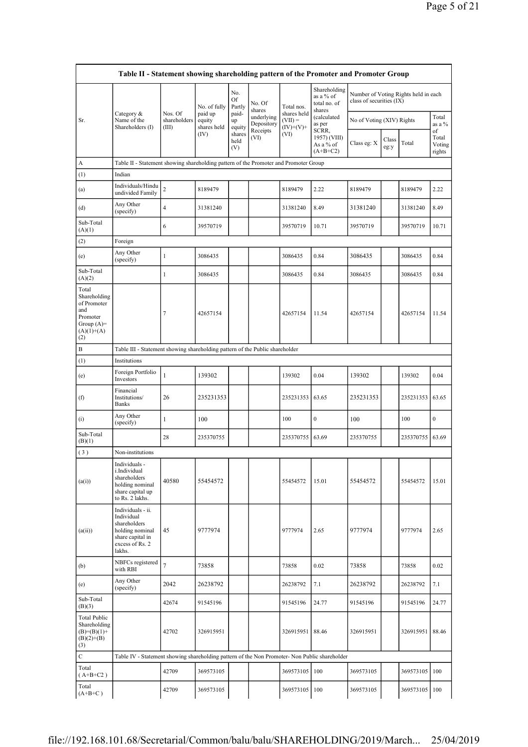| Table II - Statement showing shareholding pattern of the Promoter and Promoter Group | | | | | | | | | | | | |
|---|---|---|---|---|---|---|---|---|---|---|---|---|
| Sr. | Category & Name of the Shareholders (I) | Nos. Of shareholders (III) | No. of fully paid up equity shares held (IV) | No. Of Partly paid-up equity shares held (V) | No. Of shares underlying Depository Receipts (VI) | Total nos. shares held (VII) = (IV)+(V)+ (VI) | Shareholding as a % of total no. of shares (calculated as per SCRR, 1957) (VIII) As a % of (A+B+C2) | Number of Voting Rights held in each class of securities (IX) | | | | |
| | | | | | | | | No of Voting (XIV) Rights | | | Total as a % of Total Voting rights |
| | | | | | | | | Class eg: X | Class eg:y | Total | |
| A | Table II - Statement showing shareholding pattern of the Promoter and Promoter Group | | | | | | | | | | |
| (1) | Indian | | | | | | | | | | |
| (a) | Individuals/Hindu undivided Family | 2 | 8189479 | | | 8189479 | 2.22 | 8189479 | | 8189479 | 2.22 |
| (d) | Any Other (specify) | 4 | 31381240 | | | 31381240 | 8.49 | 31381240 | | 31381240 | 8.49 |
| Sub-Total (A)(1) | | 6 | 39570719 | | | 39570719 | 10.71 | 39570719 | | 39570719 | 10.71 |
| (2) | Foreign | | | | | | | | | | |
| (e) | Any Other (specify) | 1 | 3086435 | | | 3086435 | 0.84 | 3086435 | | 3086435 | 0.84 |
| Sub-Total (A)(2) | | 1 | 3086435 | | | 3086435 | 0.84 | 3086435 | | 3086435 | 0.84 |
| Total Shareholding of Promoter and Promoter Group (A)=(A)(1)+(A)(2) | | 7 | 42657154 | | | 42657154 | 11.54 | 42657154 | | 42657154 | 11.54 |
| B | Table III - Statement showing shareholding pattern of the Public shareholder | | | | | | | | | | |
| (1) | Institutions | | | | | | | | | | |
| (e) | Foreign Portfolio Investors | 1 | 139302 | | | 139302 | 0.04 | 139302 | | 139302 | 0.04 |
| (f) | Financial Institutions/ Banks | 26 | 235231353 | | | 235231353 | 63.65 | 235231353 | | 235231353 | 63.65 |
| (i) | Any Other (specify) | 1 | 100 | | | 100 | 0 | 100 | | 100 | 0 |
| Sub-Total (B)(1) | | 28 | 235370755 | | | 235370755 | 63.69 | 235370755 | | 235370755 | 63.69 |
| (3) | Non-institutions | | | | | | | | | | |
| (a(i)) | Individuals - i.Individual shareholders holding nominal share capital up to Rs. 2 lakhs. | 40580 | 55454572 | | | 55454572 | 15.01 | 55454572 | | 55454572 | 15.01 |
| (a(ii)) | Individuals - ii. Individual shareholders holding nominal share capital in excess of Rs. 2 lakhs. | 45 | 9777974 | | | 9777974 | 2.65 | 9777974 | | 9777974 | 2.65 |
| (b) | NBFCs registered with RBI | 7 | 73858 | | | 73858 | 0.02 | 73858 | | 73858 | 0.02 |
| (e) | Any Other (specify) | 2042 | 26238792 | | | 26238792 | 7.1 | 26238792 | | 26238792 | 7.1 |
| Sub-Total (B)(3) | | 42674 | 91545196 | | | 91545196 | 24.77 | 91545196 | | 91545196 | 24.77 |
| Total Public Shareholding (B)=(B)(1)+(B)(2)+(B)(3) | | 42702 | 326915951 | | | 326915951 | 88.46 | 326915951 | | 326915951 | 88.46 |
| C | Table IV - Statement showing shareholding pattern of the Non Promoter- Non Public shareholder | | | | | | | | | | |
| Total ( A+B+C2 ) | | 42709 | 369573105 | | | 369573105 | 100 | 369573105 | | 369573105 | 100 |
| Total (A+B+C ) | | 42709 | 369573105 | | | 369573105 | 100 | 369573105 | | 369573105 | 100 |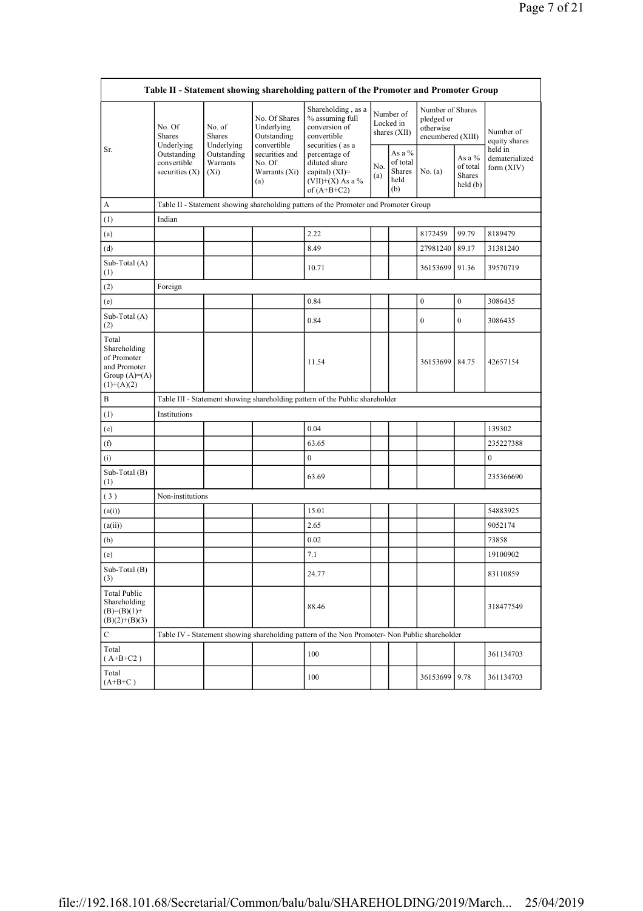| Table II - Statement showing shareholding pattern of the Promoter and Promoter Group | | | | | | | | | |
|---|---|---|---|---|---|---|---|---|---|
| Sr. | No. Of Shares Underlying Outstanding convertible securities (X) | No. of Shares Underlying Outstanding Warrants (Xi) | No. Of Shares Underlying Outstanding convertible securities and No. Of Warrants (Xi) (a) | Shareholding , as a % assuming full conversion of convertible securities ( as a percentage of diluted share capital) (XI)= (VII)+(X) As a % of (A+B+C2) | Number of Locked in shares (XII) | | Number of Shares pledged or otherwise encumbered (XIII) | | Number of equity shares held in dematerialized form (XIV) |
| | | | | | No. (a) | As a % of total Shares held (b) | No. (a) | As a % of total Shares held (b) | |
| A | Table II - Statement showing shareholding pattern of the Promoter and Promoter Group | | | | | | | | |
| (1) | Indian | | | | | | | | |
| (a) | | | | 2.22 | | | 8172459 | 99.79 | 8189479 |
| (d) | | | | 8.49 | | | 27981240 | 89.17 | 31381240 |
| Sub-Total (A) (1) | | | | 10.71 | | | 36153699 | 91.36 | 39570719 |
| (2) | Foreign | | | | | | | | |
| (e) | | | | 0.84 | | | 0 | 0 | 3086435 |
| Sub-Total (A) (2) | | | | 0.84 | | | 0 | 0 | 3086435 |
| Total Shareholding of Promoter and Promoter Group (A)=(A)(1)+(A)(2) | | | | 11.54 | | | 36153699 | 84.75 | 42657154 |
| B | Table III - Statement showing shareholding pattern of the Public shareholder | | | | | | | | |
| (1) | Institutions | | | | | | | | |
| (e) | | | | 0.04 | | | | | 139302 |
| (f) | | | | 63.65 | | | | | 235227388 |
| (i) | | | | 0 | | | | | 0 |
| Sub-Total (B) (1) | | | | 63.69 | | | | | 235366690 |
| ( 3 ) | Non-institutions | | | | | | | | |
| (a(i)) | | | | 15.01 | | | | | 54883925 |
| (a(ii)) | | | | 2.65 | | | | | 9052174 |
| (b) | | | | 0.02 | | | | | 73858 |
| (e) | | | | 7.1 | | | | | 19100902 |
| Sub-Total (B) (3) | | | | 24.77 | | | | | 83110859 |
| Total Public Shareholding (B)=(B)(1)+(B)(2)+(B)(3) | | | | 88.46 | | | | | 318477549 |
| C | Table IV - Statement showing shareholding pattern of the Non Promoter- Non Public shareholder | | | | | | | | |
| Total ( A+B+C2 ) | | | | 100 | | | | | 361134703 |
| Total (A+B+C ) | | | | 100 | | | 36153699 | 9.78 | 361134703 |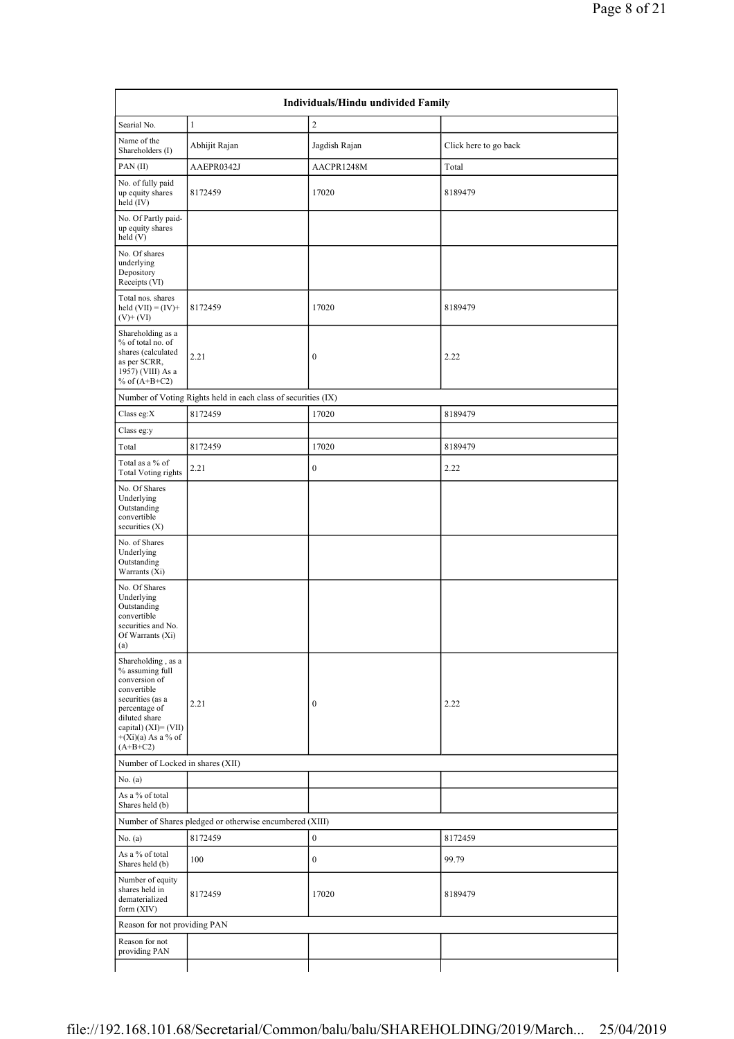| Individuals/Hindu undivided Family | | | |
|---|---|---|---|
| Searial No. | 1 | 2 | |
| Name of the Shareholders (I) | Abhijit Rajan | Jagdish Rajan | Click here to go back |
| PAN (II) | AAEPR0342J | AACPR1248M | Total |
| No. of fully paid up equity shares held (IV) | 8172459 | 17020 | 8189479 |
| No. Of Partly paid-up equity shares held (V) | | | |
| No. Of shares underlying Depository Receipts (VI) | | | |
| Total nos. shares held (VII) = (IV)+ (V)+ (VI) | 8172459 | 17020 | 8189479 |
| Shareholding as a % of total no. of shares (calculated as per SCRR, 1957) (VIII) As a % of (A+B+C2) | 2.21 | 0 | 2.22 |
| Number of Voting Rights held in each class of securities (IX) | | | |
| Class eg:X | 8172459 | 17020 | 8189479 |
| Class eg:y | | | |
| Total | 8172459 | 17020 | 8189479 |
| Total as a % of Total Voting rights | 2.21 | 0 | 2.22 |
| No. Of Shares Underlying Outstanding convertible securities (X) | | | |
| No. of Shares Underlying Outstanding Warrants (Xi) | | | |
| No. Of Shares Underlying Outstanding convertible securities and No. Of Warrants (Xi) (a) | | | |
| Shareholding , as a % assuming full conversion of convertible securities (as a percentage of diluted share capital) (XI)= (VII)+(Xi)(a) As a % of (A+B+C2) | 2.21 | 0 | 2.22 |
| Number of Locked in shares (XII) | | | |
| No. (a) | | | |
| As a % of total Shares held (b) | | | |
| Number of Shares pledged or otherwise encumbered (XIII) | | | |
| No. (a) | 8172459 | 0 | 8172459 |
| As a % of total Shares held (b) | 100 | 0 | 99.79 |
| Number of equity shares held in dematerialized form (XIV) | 8172459 | 17020 | 8189479 |
| Reason for not providing PAN | | | |
| Reason for not providing PAN | | | |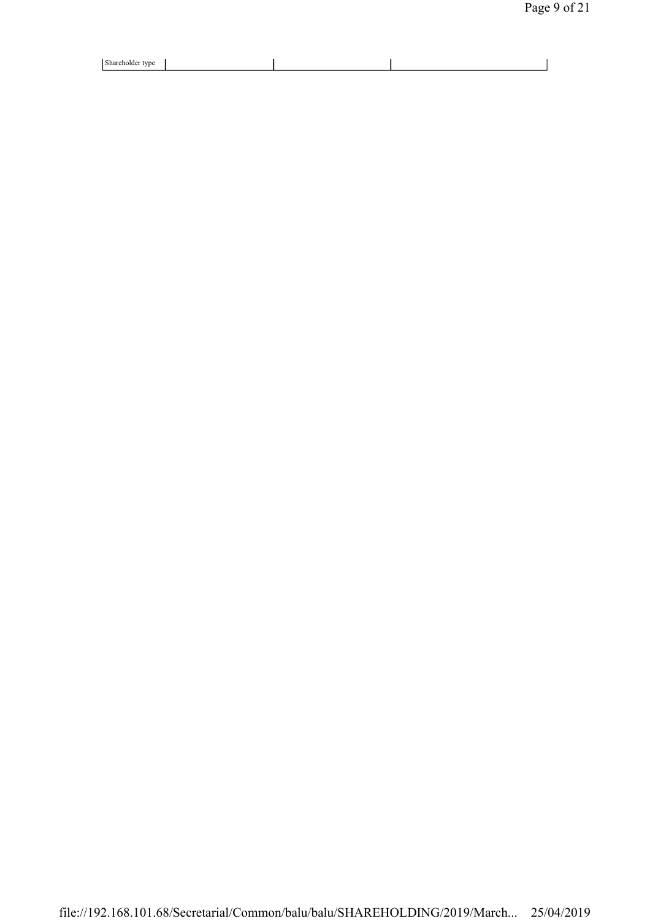| | | | |
|---|---|---|---|
| Shareholder type | | | |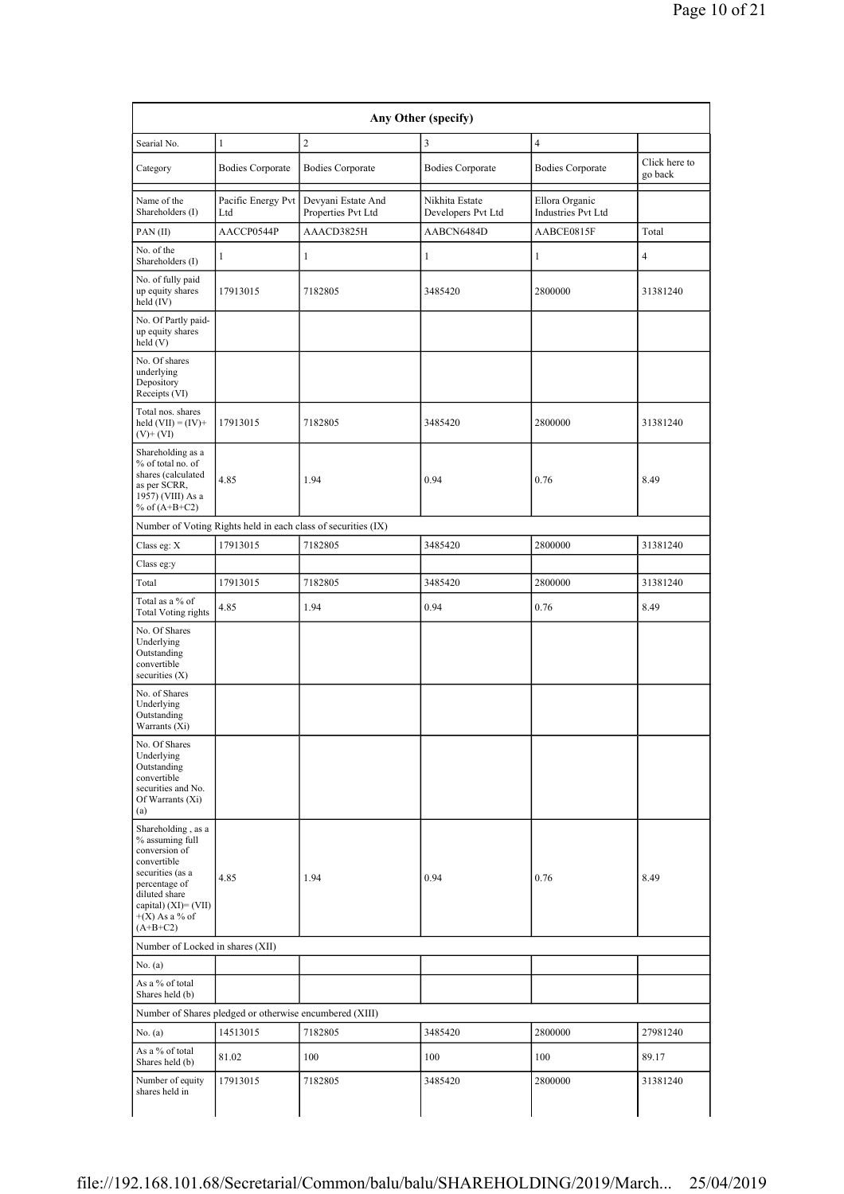| Any Other (specify) | | | | | |
|---|---|---|---|---|---|
| Searial No. | 1 | 2 | 3 | 4 | |
| Category | Bodies Corporate | Bodies Corporate | Bodies Corporate | Bodies Corporate | Click here to go back |
| Name of the Shareholders (I) | Pacific Energy Pvt Ltd | Devyani Estate And Properties Pvt Ltd | Nikhita Estate Developers Pvt Ltd | Ellora Organic Industries Pvt Ltd | |
| PAN (II) | AACCP0544P | AAACD3825H | AABCN6484D | AABCE0815F | Total |
| No. of the Shareholders (I) | 1 | 1 | 1 | 1 | 4 |
| No. of fully paid up equity shares held (IV) | 17913015 | 7182805 | 3485420 | 2800000 | 31381240 |
| No. Of Partly paid-up equity shares held (V) | | | | | |
| No. Of shares underlying Depository Receipts (VI) | | | | | |
| Total nos. shares held (VII) = (IV)+ (V)+ (VI) | 17913015 | 7182805 | 3485420 | 2800000 | 31381240 |
| Shareholding as a % of total no. of shares (calculated as per SCRR, 1957) (VIII) As a % of (A+B+C2) | 4.85 | 1.94 | 0.94 | 0.76 | 8.49 |
| Number of Voting Rights held in each class of securities (IX) | | | | | |
| Class eg: X | 17913015 | 7182805 | 3485420 | 2800000 | 31381240 |
| Class eg:y | | | | | |
| Total | 17913015 | 7182805 | 3485420 | 2800000 | 31381240 |
| Total as a % of Total Voting rights | 4.85 | 1.94 | 0.94 | 0.76 | 8.49 |
| No. Of Shares Underlying Outstanding convertible securities (X) | | | | | |
| No. of Shares Underlying Outstanding Warrants (Xi) | | | | | |
| No. Of Shares Underlying Outstanding convertible securities and No. Of Warrants (Xi) (a) | | | | | |
| Shareholding , as a % assuming full conversion of convertible securities (as a percentage of diluted share capital) (XI)= (VII) +(X) As a % of (A+B+C2) | 4.85 | 1.94 | 0.94 | 0.76 | 8.49 |
| Number of Locked in shares (XII) | | | | | |
| No. (a) | | | | | |
| As a % of total Shares held (b) | | | | | |
| Number of Shares pledged or otherwise encumbered (XIII) | | | | | |
| No. (a) | 14513015 | 7182805 | 3485420 | 2800000 | 27981240 |
| As a % of total Shares held (b) | 81.02 | 100 | 100 | 100 | 89.17 |
| Number of equity shares held in | 17913015 | 7182805 | 3485420 | 2800000 | 31381240 |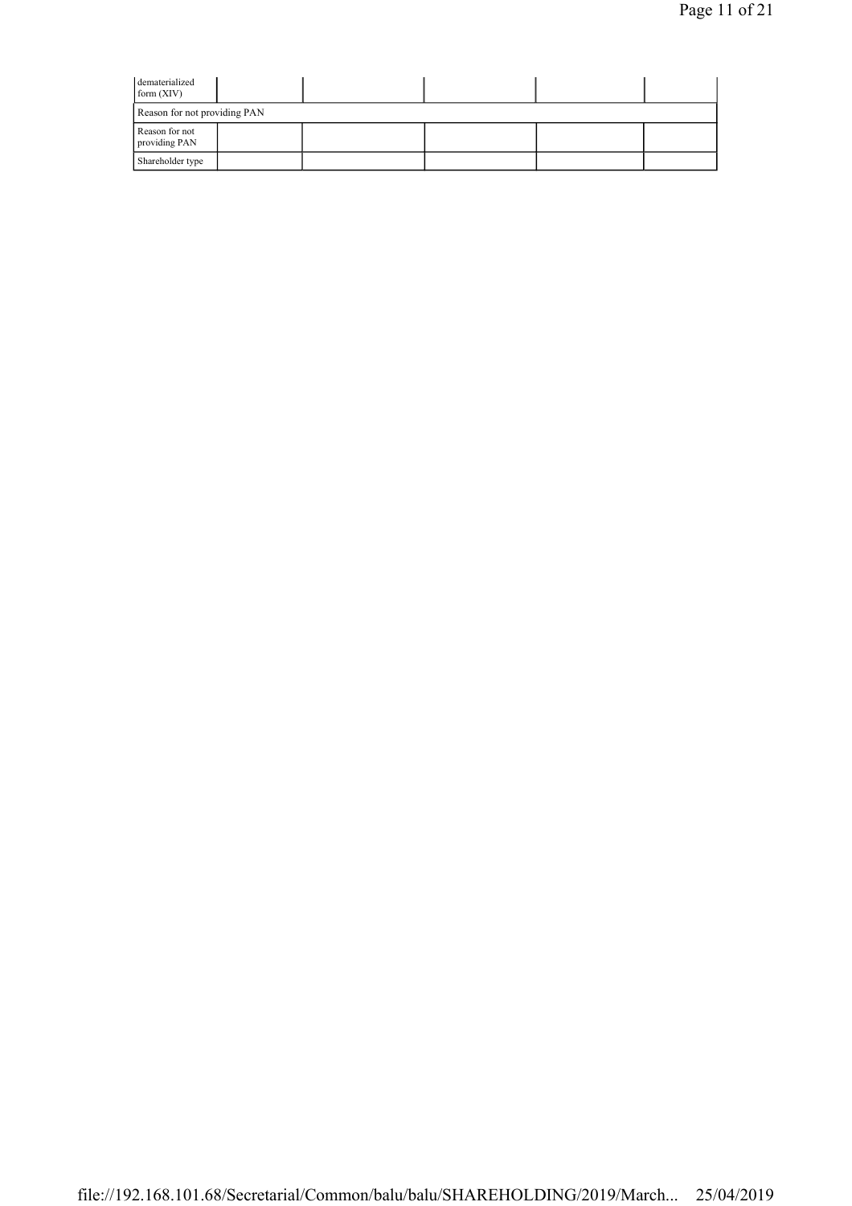| | | | | | |
|---|---|---|---|---|---|
| dematerialized form (XIV) | | | | | |
| Reason for not providing PAN | | | | | |
| Reason for not providing PAN | | | | | |
| Shareholder type | | | | | |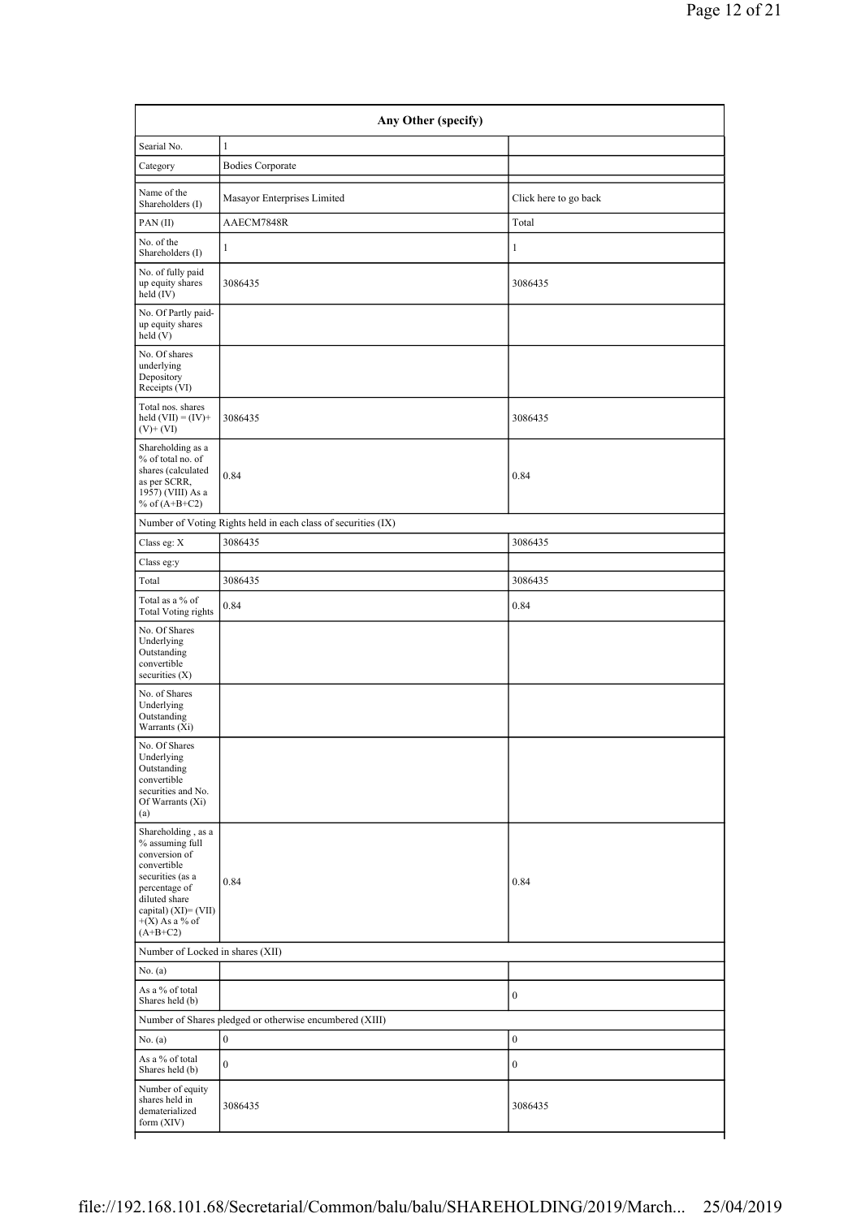| Any Other (specify) | | |
|---|---|---|
| Searial No. | 1 | |
| Category | Bodies Corporate | |
| Name of the Shareholders (I) | Masayor Enterprises Limited | Click here to go back |
| PAN (II) | AAECM7848R | Total |
| No. of the Shareholders (I) | 1 | 1 |
| No. of fully paid up equity shares held (IV) | 3086435 | 3086435 |
| No. Of Partly paid-up equity shares held (V) | | |
| No. Of shares underlying Depository Receipts (VI) | | |
| Total nos. shares held (VII) = (IV)+ (V)+ (VI) | 3086435 | 3086435 |
| Shareholding as a % of total no. of shares (calculated as per SCRR, 1957) (VIII) As a % of (A+B+C2) | 0.84 | 0.84 |
| Number of Voting Rights held in each class of securities (IX) | | |
| Class eg: X | 3086435 | 3086435 |
| Class eg:y | | |
| Total | 3086435 | 3086435 |
| Total as a % of Total Voting rights | 0.84 | 0.84 |
| No. Of Shares Underlying Outstanding convertible securities (X) | | |
| No. of Shares Underlying Outstanding Warrants (Xi) | | |
| No. Of Shares Underlying Outstanding convertible securities and No. Of Warrants (Xi) (a) | | |
| Shareholding , as a % assuming full conversion of convertible securities (as a percentage of diluted share capital) (XI)= (VII) +(X) As a % of (A+B+C2) | 0.84 | 0.84 |
| Number of Locked in shares (XII) | | |
| No. (a) | | |
| As a % of total Shares held (b) | | 0 |
| Number of Shares pledged or otherwise encumbered (XIII) | | |
| No. (a) | 0 | 0 |
| As a % of total Shares held (b) | 0 | 0 |
| Number of equity shares held in dematerialized form (XIV) | 3086435 | 3086435 |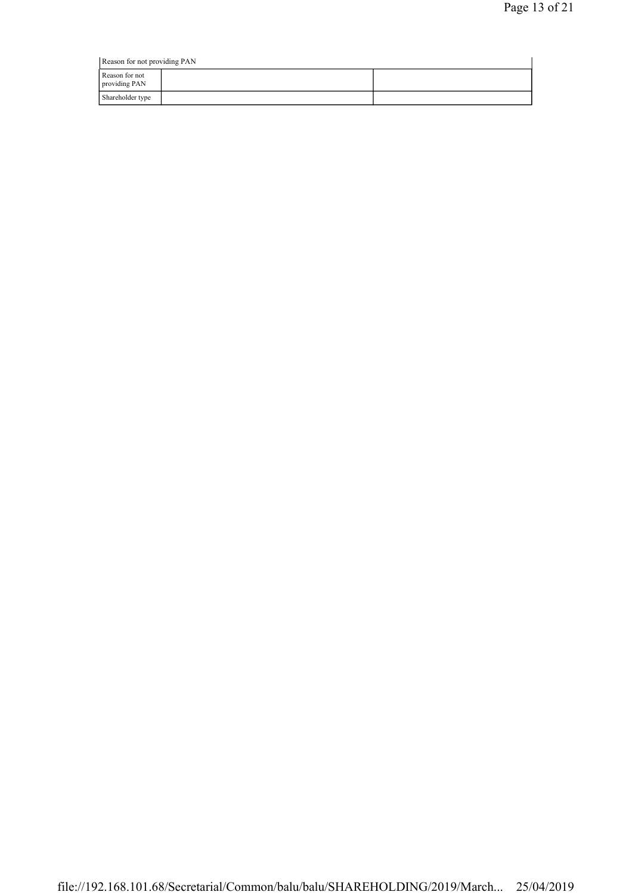| Reason for not providing PAN | | |
|---|---|---|
| Reason for not providing PAN | | |
| Shareholder type | | |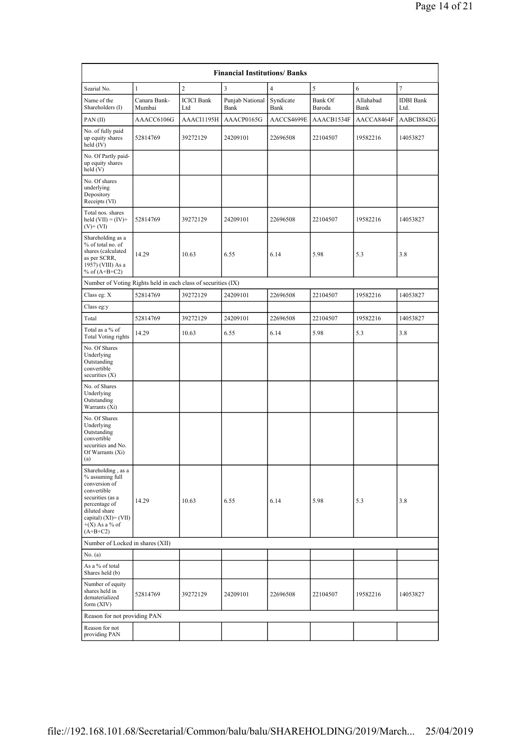| Financial Institutions/ Banks | | | | | | | |
|---|---|---|---|---|---|---|---|
| Searial No. | 1 | 2 | 3 | 4 | 5 | 6 | 7 |
| Name of the Shareholders (I) | Canara Bank-Mumbai | ICICI Bank Ltd | Punjab National Bank | Syndicate Bank | Bank Of Baroda | Allahabad Bank | IDBI Bank Ltd. |
| PAN (II) | AAACC6106G | AAACI1195H | AAACP0165G | AACCS4699E | AAACB1534F | AACCA8464F | AABCI8842G |
| No. of fully paid up equity shares held (IV) | 52814769 | 39272129 | 24209101 | 22696508 | 22104507 | 19582216 | 14053827 |
| No. Of Partly paid-up equity shares held (V) | | | | | | | |
| No. Of shares underlying Depository Receipts (VI) | | | | | | | |
| Total nos. shares held (VII) = (IV)+ (V)+ (VI) | 52814769 | 39272129 | 24209101 | 22696508 | 22104507 | 19582216 | 14053827 |
| Shareholding as a % of total no. of shares (calculated as per SCRR, 1957) (VIII) As a % of (A+B+C2) | 14.29 | 10.63 | 6.55 | 6.14 | 5.98 | 5.3 | 3.8 |
| Number of Voting Rights held in each class of securities (IX) | | | | | | | |
| Class eg: X | 52814769 | 39272129 | 24209101 | 22696508 | 22104507 | 19582216 | 14053827 |
| Class eg:y | | | | | | | |
| Total | 52814769 | 39272129 | 24209101 | 22696508 | 22104507 | 19582216 | 14053827 |
| Total as a % of Total Voting rights | 14.29 | 10.63 | 6.55 | 6.14 | 5.98 | 5.3 | 3.8 |
| No. Of Shares Underlying Outstanding convertible securities (X) | | | | | | | |
| No. of Shares Underlying Outstanding Warrants (Xi) | | | | | | | |
| No. Of Shares Underlying Outstanding convertible securities and No. Of Warrants (Xi) (a) | | | | | | | |
| Shareholding , as a % assuming full conversion of convertible securities (as a percentage of diluted share capital) (XI)= (VII) +(X) As a % of (A+B+C2) | 14.29 | 10.63 | 6.55 | 6.14 | 5.98 | 5.3 | 3.8 |
| Number of Locked in shares (XII) | | | | | | | |
| No. (a) | | | | | | | |
| As a % of total Shares held (b) | | | | | | | |
| Number of equity shares held in dematerialized form (XIV) | 52814769 | 39272129 | 24209101 | 22696508 | 22104507 | 19582216 | 14053827 |
| Reason for not providing PAN | | | | | | | |
| Reason for not providing PAN | | | | | | | |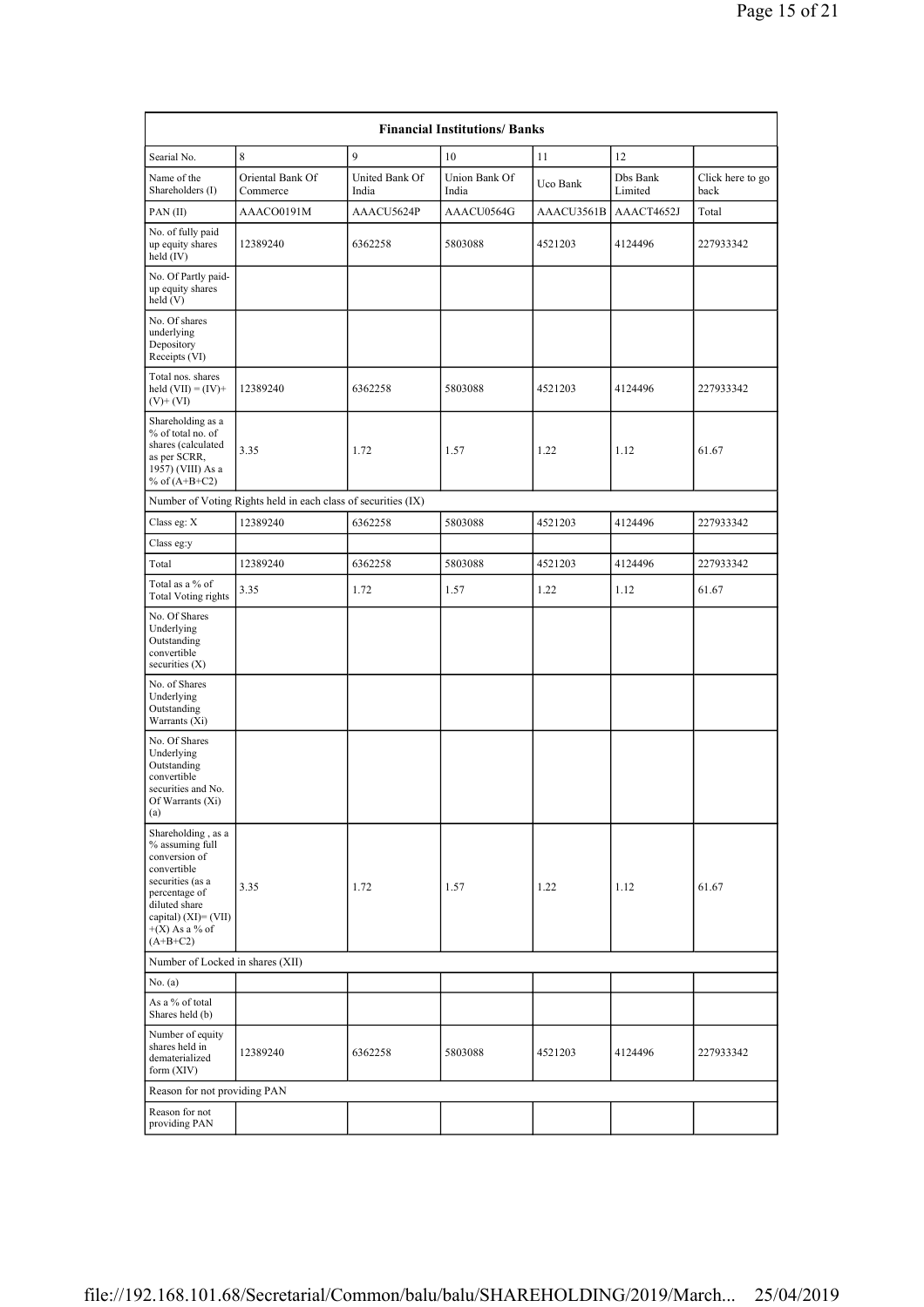| Financial Institutions/ Banks | | | | | | |
|---|---|---|---|---|---|---|
| Searial No. | 8 | 9 | 10 | 11 | 12 | |
| Name of the Shareholders (I) | Oriental Bank Of Commerce | United Bank Of India | Union Bank Of India | Uco Bank | Dbs Bank Limited | Click here to go back |
| PAN (II) | AAACO0191M | AAACU5624P | AAACU0564G | AAACU3561B | AAACT4652J | Total |
| No. of fully paid up equity shares held (IV) | 12389240 | 6362258 | 5803088 | 4521203 | 4124496 | 227933342 |
| No. Of Partly paid-up equity shares held (V) | | | | | | |
| No. Of shares underlying Depository Receipts (VI) | | | | | | |
| Total nos. shares held (VII) = (IV)+ (V)+ (VI) | 12389240 | 6362258 | 5803088 | 4521203 | 4124496 | 227933342 |
| Shareholding as a % of total no. of shares (calculated as per SCRR, 1957) (VIII) As a % of (A+B+C2) | 3.35 | 1.72 | 1.57 | 1.22 | 1.12 | 61.67 |
| Number of Voting Rights held in each class of securities (IX) | | | | | | |
| Class eg: X | 12389240 | 6362258 | 5803088 | 4521203 | 4124496 | 227933342 |
| Class eg:y | | | | | | |
| Total | 12389240 | 6362258 | 5803088 | 4521203 | 4124496 | 227933342 |
| Total as a % of Total Voting rights | 3.35 | 1.72 | 1.57 | 1.22 | 1.12 | 61.67 |
| No. Of Shares Underlying Outstanding convertible securities (X) | | | | | | |
| No. of Shares Underlying Outstanding Warrants (Xi) | | | | | | |
| No. Of Shares Underlying Outstanding convertible securities and No. Of Warrants (Xi) (a) | | | | | | |
| Shareholding , as a % assuming full conversion of convertible securities (as a percentage of diluted share capital) (XI)= (VII) +(X) As a % of (A+B+C2) | 3.35 | 1.72 | 1.57 | 1.22 | 1.12 | 61.67 |
| Number of Locked in shares (XII) | | | | | | |
| No. (a) | | | | | | |
| As a % of total Shares held (b) | | | | | | |
| Number of equity shares held in dematerialized form (XIV) | 12389240 | 6362258 | 5803088 | 4521203 | 4124496 | 227933342 |
| Reason for not providing PAN | | | | | | |
| Reason for not providing PAN | | | | | | |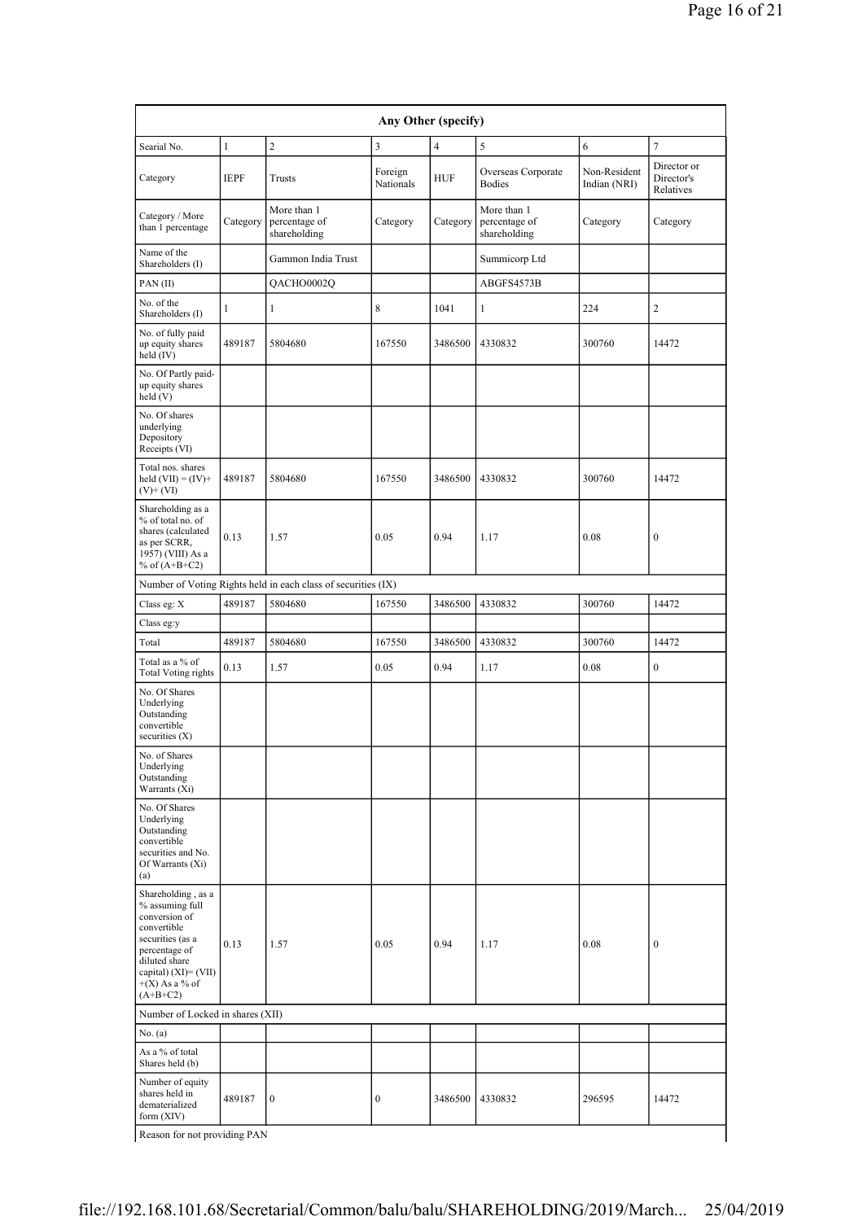| Any Other (specify) | | | | | | | |
|---|---|---|---|---|---|---|---|
| Searial No. | 1 | 2 | 3 | 4 | 5 | 6 | 7 |
| Category | IEPF | Trusts | Foreign Nationals | HUF | Overseas Corporate Bodies | Non-Resident Indian (NRI) | Director or Director's Relatives |
| Category / More than 1 percentage | Category | More than 1 percentage of shareholding | Category | Category | More than 1 percentage of shareholding | Category | Category |
| Name of the Shareholders (I) | | Gammon India Trust | | | Summicorp Ltd | | |
| PAN (II) | | QACHO0002Q | | | ABGFS4573B | | |
| No. of the Shareholders (I) | 1 | 1 | 8 | 1041 | 1 | 224 | 2 |
| No. of fully paid up equity shares held (IV) | 489187 | 5804680 | 167550 | 3486500 | 4330832 | 300760 | 14472 |
| No. Of Partly paid-up equity shares held (V) | | | | | | | |
| No. Of shares underlying Depository Receipts (VI) | | | | | | | |
| Total nos. shares held (VII) = (IV)+ (V)+ (VI) | 489187 | 5804680 | 167550 | 3486500 | 4330832 | 300760 | 14472 |
| Shareholding as a % of total no. of shares (calculated as per SCRR, 1957) (VIII) As a % of (A+B+C2) | 0.13 | 1.57 | 0.05 | 0.94 | 1.17 | 0.08 | 0 |
| Number of Voting Rights held in each class of securities (IX) | | | | | | | |
| Class eg: X | 489187 | 5804680 | 167550 | 3486500 | 4330832 | 300760 | 14472 |
| Class eg:y | | | | | | | |
| Total | 489187 | 5804680 | 167550 | 3486500 | 4330832 | 300760 | 14472 |
| Total as a % of Total Voting rights | 0.13 | 1.57 | 0.05 | 0.94 | 1.17 | 0.08 | 0 |
| No. Of Shares Underlying Outstanding convertible securities (X) | | | | | | | |
| No. of Shares Underlying Outstanding Warrants (Xi) | | | | | | | |
| No. Of Shares Underlying Outstanding convertible securities and No. Of Warrants (Xi) (a) | | | | | | | |
| Shareholding , as a % assuming full conversion of convertible securities (as a percentage of diluted share capital) (XI)= (VII) +(X) As a % of (A+B+C2) | 0.13 | 1.57 | 0.05 | 0.94 | 1.17 | 0.08 | 0 |
| Number of Locked in shares (XII) | | | | | | | |
| No. (a) | | | | | | | |
| As a % of total Shares held (b) | | | | | | | |
| Number of equity shares held in dematerialized form (XIV) | 489187 | 0 | 0 | 3486500 | 4330832 | 296595 | 14472 |
| Reason for not providing PAN | | | | | | | |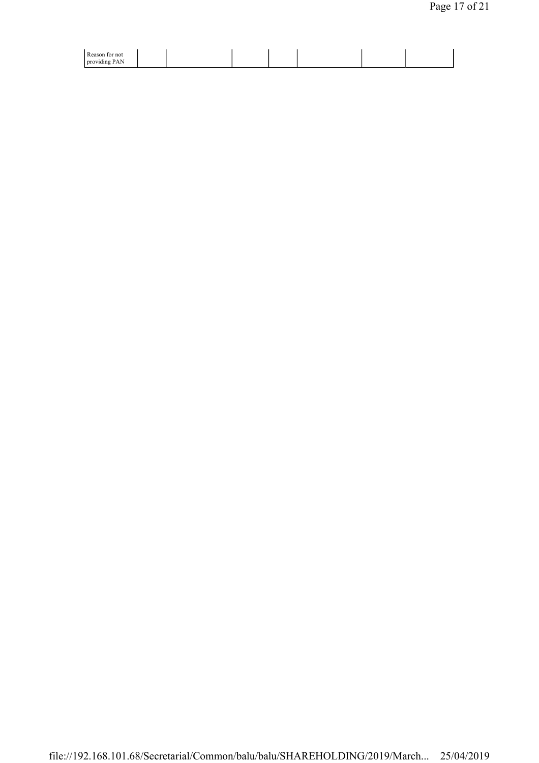| Reason for not providing PAN | | | | | | | |
|---|---|---|---|---|---|---|---|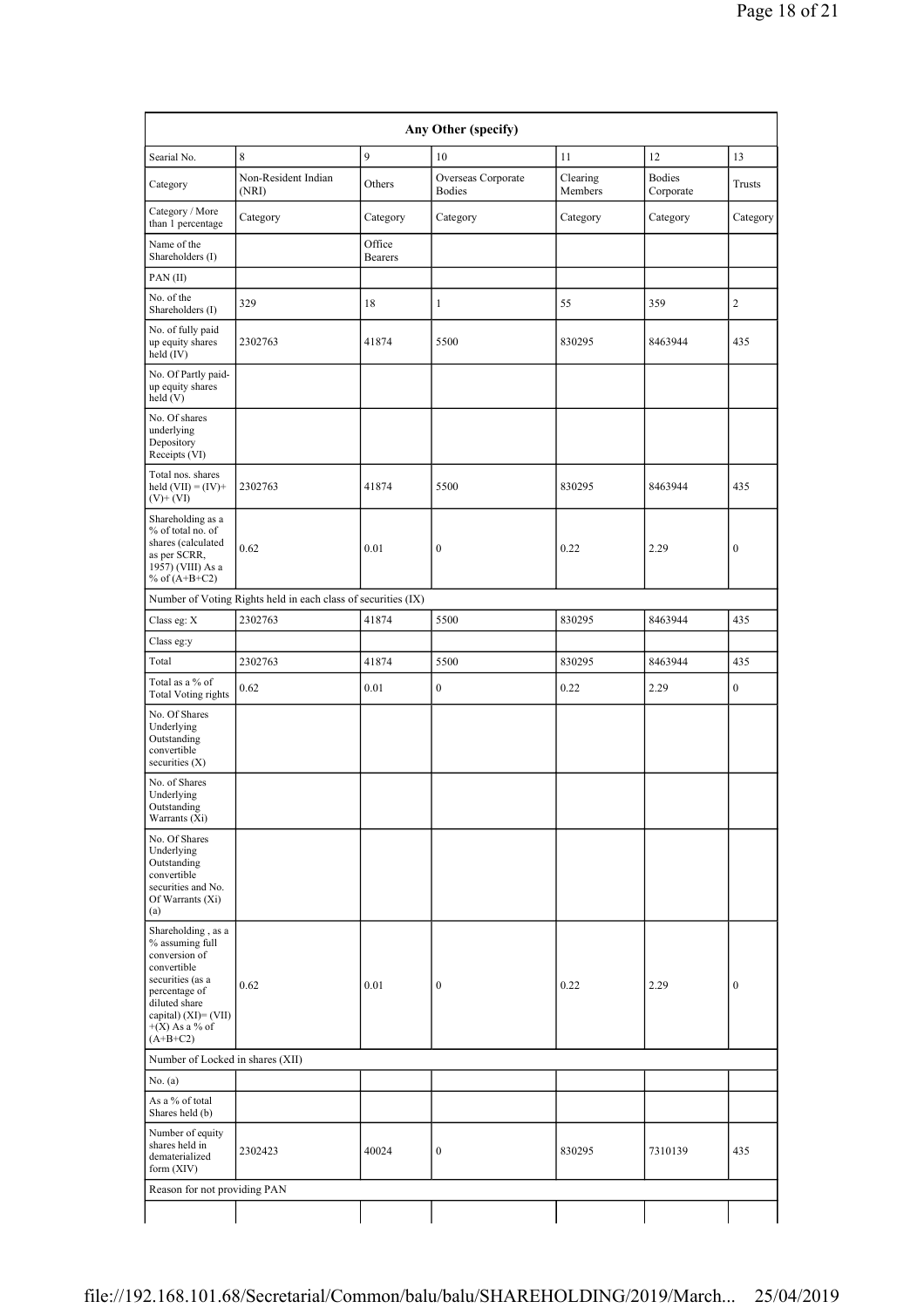| Any Other (specify) | | | | | | |
|---|---|---|---|---|---|---|
| Searial No. | 8 | 9 | 10 | 11 | 12 | 13 |
| Category | Non-Resident Indian (NRI) | Others | Overseas Corporate Bodies | Clearing Members | Bodies Corporate | Trusts |
| Category / More than 1 percentage | Category | Category | Category | Category | Category | Category |
| Name of the Shareholders (I) | | Office Bearers | | | | |
| PAN (II) | | | | | | |
| No. of the Shareholders (I) | 329 | 18 | 1 | 55 | 359 | 2 |
| No. of fully paid up equity shares held (IV) | 2302763 | 41874 | 5500 | 830295 | 8463944 | 435 |
| No. Of Partly paid-up equity shares held (V) | | | | | | |
| No. Of shares underlying Depository Receipts (VI) | | | | | | |
| Total nos. shares held (VII) = (IV)+ (V)+ (VI) | 2302763 | 41874 | 5500 | 830295 | 8463944 | 435 |
| Shareholding as a % of total no. of shares (calculated as per SCRR, 1957) (VIII) As a % of (A+B+C2) | 0.62 | 0.01 | 0 | 0.22 | 2.29 | 0 |
| Number of Voting Rights held in each class of securities (IX) | | | | | | |
| Class eg: X | 2302763 | 41874 | 5500 | 830295 | 8463944 | 435 |
| Class eg:y | | | | | | |
| Total | 2302763 | 41874 | 5500 | 830295 | 8463944 | 435 |
| Total as a % of Total Voting rights | 0.62 | 0.01 | 0 | 0.22 | 2.29 | 0 |
| No. Of Shares Underlying Outstanding convertible securities (X) | | | | | | |
| No. of Shares Underlying Outstanding Warrants (Xi) | | | | | | |
| No. Of Shares Underlying Outstanding convertible securities and No. Of Warrants (Xi) (a) | | | | | | |
| Shareholding , as a % assuming full conversion of convertible securities (as a percentage of diluted share capital) (XI)= (VII)+(X) As a % of (A+B+C2) | 0.62 | 0.01 | 0 | 0.22 | 2.29 | 0 |
| Number of Locked in shares (XII) | | | | | | |
| No. (a) | | | | | | |
| As a % of total Shares held (b) | | | | | | |
| Number of equity shares held in dematerialized form (XIV) | 2302423 | 40024 | 0 | 830295 | 7310139 | 435 |
| Reason for not providing PAN | | | | | | |
| | | | | | | |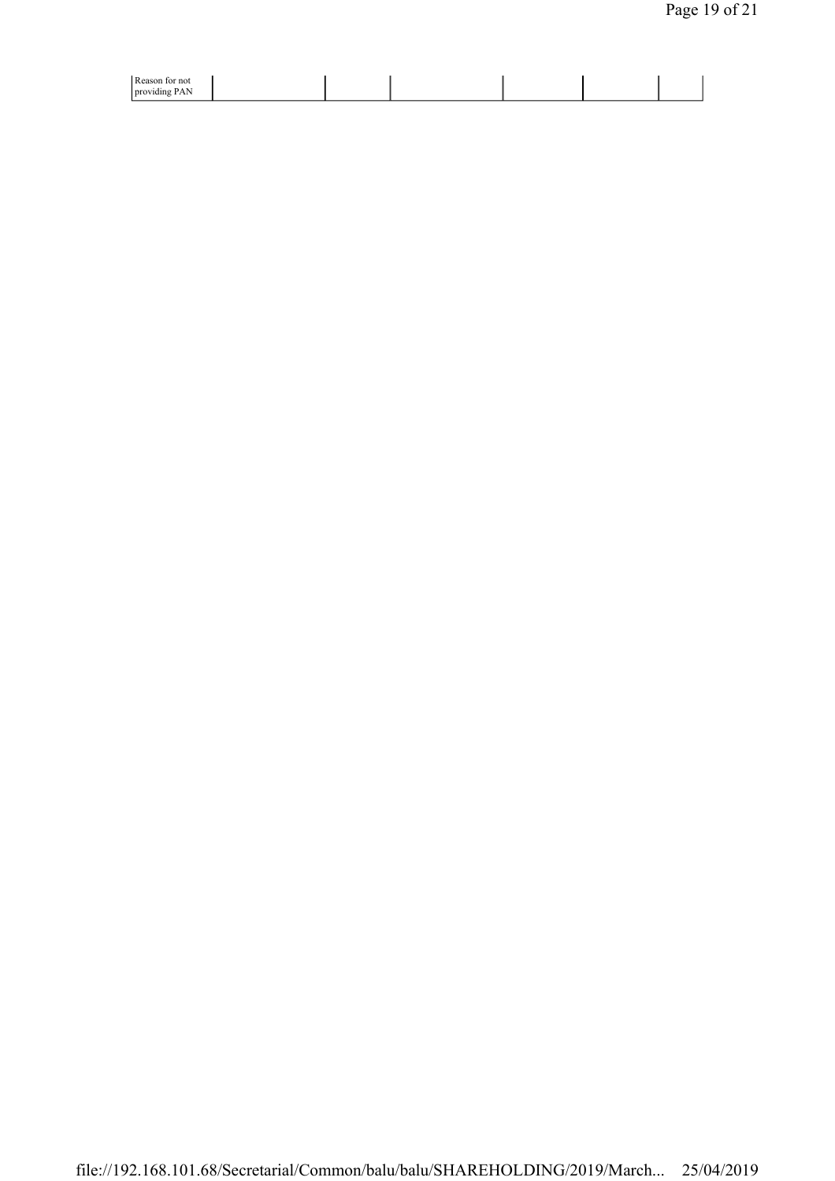| Reason for not providing PAN | | | | | | |
|---|---|---|---|---|---|---|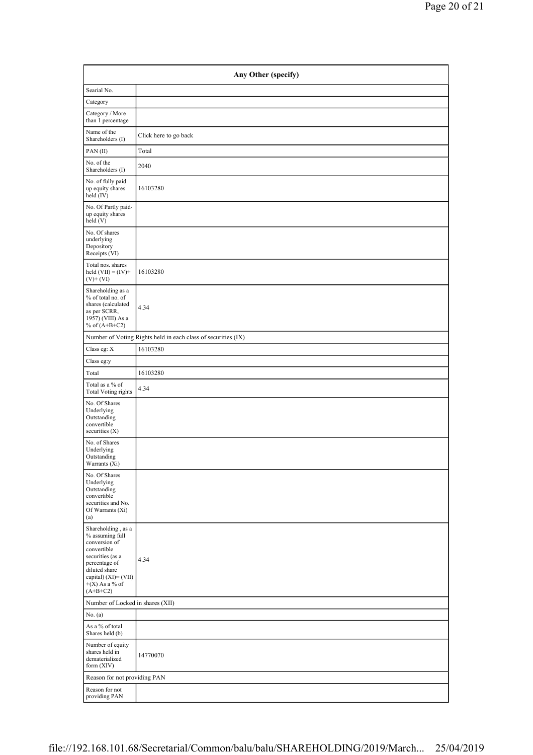| Any Other (specify) | |
|---|---|
| Searial No. | |
| Category | |
| Category / More than 1 percentage | |
| Name of the Shareholders (I) | Click here to go back |
| PAN (II) | Total |
| No. of the Shareholders (I) | 2040 |
| No. of fully paid up equity shares held (IV) | 16103280 |
| No. Of Partly paid-up equity shares held (V) | |
| No. Of shares underlying Depository Receipts (VI) | |
| Total nos. shares held (VII) = (IV)+ (V)+ (VI) | 16103280 |
| Shareholding as a % of total no. of shares (calculated as per SCRR, 1957) (VIII) As a % of (A+B+C2) | 4.34 |
| Number of Voting Rights held in each class of securities (IX) | |
| Class eg: X | 16103280 |
| Class eg:y | |
| Total | 16103280 |
| Total as a % of Total Voting rights | 4.34 |
| No. Of Shares Underlying Outstanding convertible securities (X) | |
| No. of Shares Underlying Outstanding Warrants (Xi) | |
| No. Of Shares Underlying Outstanding convertible securities and No. Of Warrants (Xi) (a) | |
| Shareholding , as a % assuming full conversion of convertible securities (as a percentage of diluted share capital) (XI)= (VII) +(X) As a % of (A+B+C2) | 4.34 |
| Number of Locked in shares (XII) | |
| No. (a) | |
| As a % of total Shares held (b) | |
| Number of equity shares held in dematerialized form (XIV) | 14770070 |
| Reason for not providing PAN | |
| Reason for not providing PAN | |